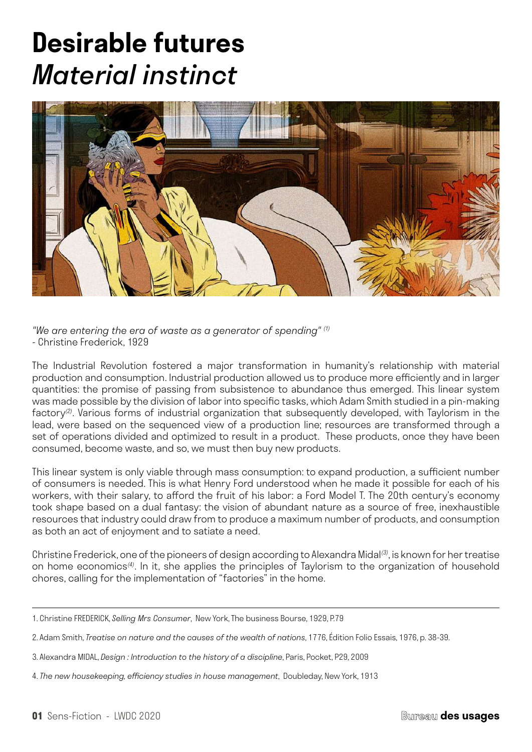# Desirable futures
## *Material instinct*

*"We are entering the era of waste as a generator of spending"* [(1)]
- Christine Frederick, 1929

The Industrial Revolution fostered a major transformation in humanity's relationship with material production and consumption. Industrial production allowed us to produce more efficiently and in larger quantities: the promise of passing from subsistence to abundance thus emerged. This linear system was made possible by the division of labor into specific tasks, which Adam Smith studied in a pin-making factory[(2)]. Various forms of industrial organization that subsequently developed, with Taylorism in the lead, were based on the sequenced view of a production line; resources are transformed through a set of operations divided and optimized to result in a product. These products, once they have been consumed, become waste, and so, we must then buy new products.

This linear system is only viable through mass consumption: to expand production, a sufficient number of consumers is needed. This is what Henry Ford understood when he made it possible for each of his workers, with their salary, to afford the fruit of his labor: a Ford Model T. The 20th century's economy took shape based on a dual fantasy: the vision of abundant nature as a source of free, inexhaustible resources that industry could draw from to produce a maximum number of products, and consumption as both an act of enjoyment and to satiate a need.

Christine Frederick, one of the pioneers of design according to Alexandra Midal[(3)], is known for her treatise on home economics[(4)]. In it, she applies the principles of Taylorism to the organization of household chores, calling for the implementation of "factories" in the home.

---

1. Christine FREDERICK, *Selling Mrs Consumer*, New York, The business Bourse, 1929, P.79

2. Adam Smith, *Treatise on nature and the causes of the wealth of nations*, 1776, Édition Folio Essais, 1976, p. 38-39.

3. Alexandra MIDAL, *Design : Introduction to the history of a discipline*, Paris, Pocket, P29, 2009

4. *The new housekeeping, efficiency studies in house management*, Doubleday, New York, 1913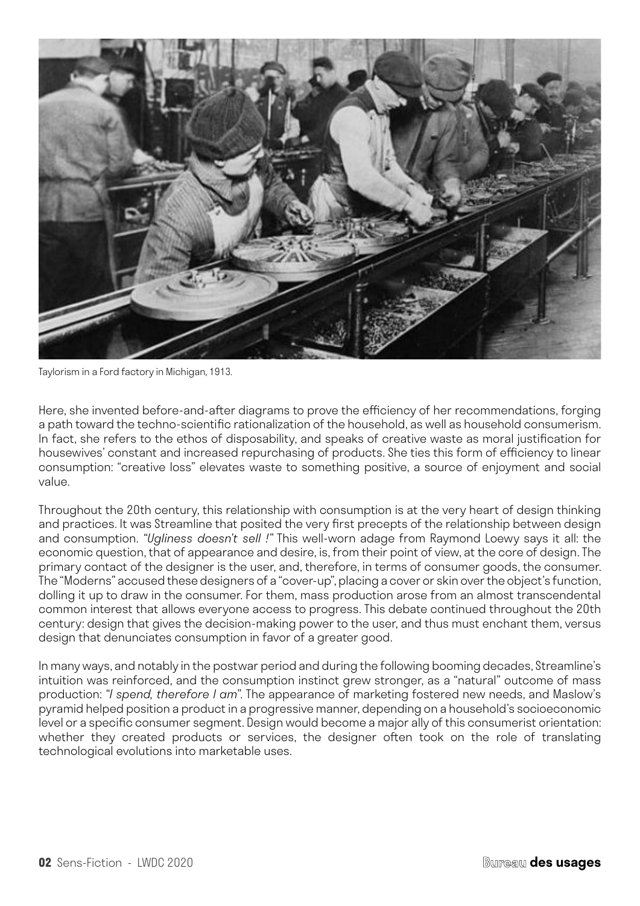Taylorism in a Ford factory in Michigan, 1913.

Here, she invented before-and-after diagrams to prove the efficiency of her recommendations, forging a path toward the techno-scientific rationalization of the household, as well as household consumerism. In fact, she refers to the ethos of disposability, and speaks of creative waste as moral justification for housewives' constant and increased repurchasing of products. She ties this form of efficiency to linear consumption: "creative loss" elevates waste to something positive, a source of enjoyment and social value.

Throughout the 20th century, this relationship with consumption is at the very heart of design thinking and practices. It was Streamline that posited the very first precepts of the relationship between design and consumption. *"Ugliness doesn't sell !"* This well-worn adage from Raymond Loewy says it all: the economic question, that of appearance and desire, is, from their point of view, at the core of design. The primary contact of the designer is the user, and, therefore, in terms of consumer goods, the consumer. The "Moderns" accused these designers of a "cover-up", placing a cover or skin over the object's function, dolling it up to draw in the consumer. For them, mass production arose from an almost transcendental common interest that allows everyone access to progress. This debate continued throughout the 20th century: design that gives the decision-making power to the user, and thus must enchant them, versus design that denunciates consumption in favor of a greater good.

In many ways, and notably in the postwar period and during the following booming decades, Streamline's intuition was reinforced, and the consumption instinct grew stronger, as a "natural" outcome of mass production: *"I spend, therefore I am"*. The appearance of marketing fostered new needs, and Maslow's pyramid helped position a product in a progressive manner, depending on a household's socioeconomic level or a specific consumer segment. Design would become a major ally of this consumerist orientation: whether they created products or services, the designer often took on the role of translating technological evolutions into marketable uses.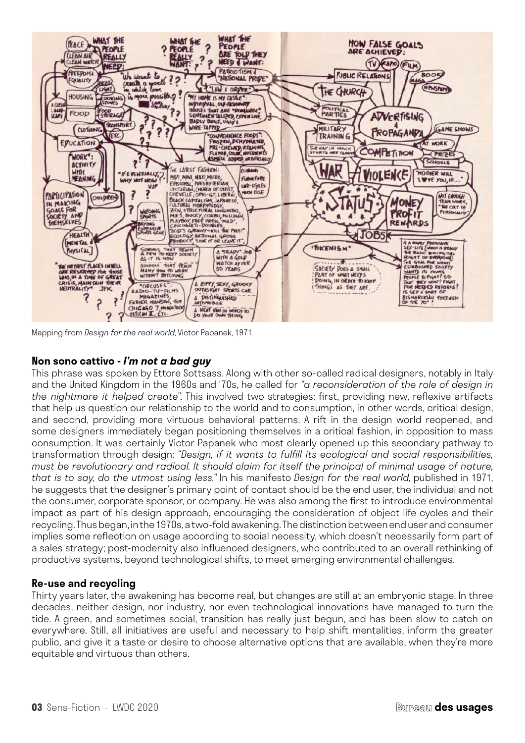Mapping from *Design for the real world*, Victor Papanek, 1971.

## Non sono cattivo - *I'm not a bad guy*

This phrase was spoken by Ettore Sottsass. Along with other so-called radical designers, notably in Italy and the United Kingdom in the 1960s and '70s, he called for *"a reconsideration of the role of design in the nightmare it helped create"*. This involved two strategies: first, providing new, reflexive artifacts that help us question our relationship to the world and to consumption, in other words, critical design, and second, providing more virtuous behavioral patterns. A rift in the design world reopened, and some designers immediately began positioning themselves in a critical fashion, in opposition to mass consumption. It was certainly Victor Papanek who most clearly opened up this secondary pathway to transformation through design: *"Design, if it wants to fulfill its ecological and social responsibilities, must be revolutionary and radical. It should claim for itself the principal of minimal usage of nature, that is to say, do the utmost using less."* In his manifesto *Design for the real world*, published in 1971, he suggests that the designer's primary point of contact should be the end user, the individual and not the consumer, corporate sponsor, or company. He was also among the first to introduce environmental impact as part of his design approach, encouraging the consideration of object life cycles and their recycling. Thus began, in the 1970s, a two-fold awakening. The distinction between end user and consumer implies some reflection on usage according to social necessity, which doesn't necessarily form part of a sales strategy; post-modernity also influenced designers, who contributed to an overall rethinking of productive systems, beyond technological shifts, to meet emerging environmental challenges.

## Re-use and recycling

Thirty years later, the awakening has become real, but changes are still at an embryonic stage. In three decades, neither design, nor industry, nor even technological innovations have managed to turn the tide. A green, and sometimes social, transition has really just begun, and has been slow to catch on everywhere. Still, all initiatives are useful and necessary to help shift mentalities, inform the greater public, and give it a taste or desire to choose alternative options that are available, when they're more equitable and virtuous than others.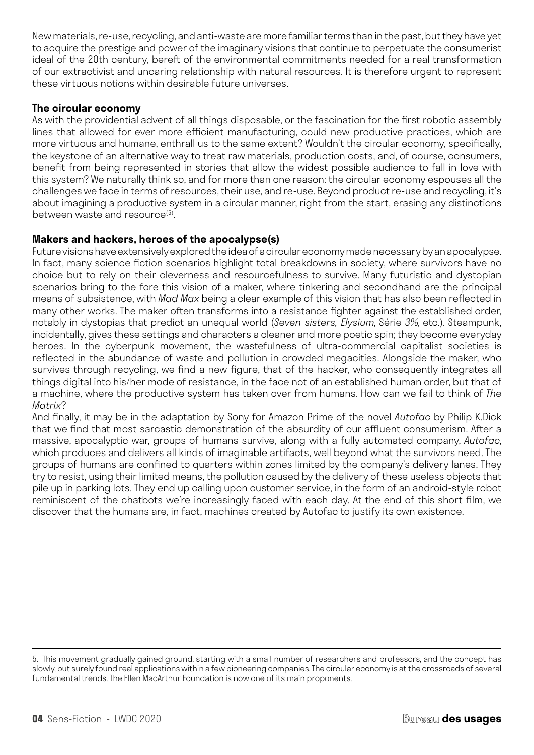New materials, re-use, recycling, and anti-waste are more familiar terms than in the past, but they have yet to acquire the prestige and power of the imaginary visions that continue to perpetuate the consumerist ideal of the 20th century, bereft of the environmental commitments needed for a real transformation of our extractivist and uncaring relationship with natural resources. It is therefore urgent to represent these virtuous notions within desirable future universes.

### The circular economy

As with the providential advent of all things disposable, or the fascination for the first robotic assembly lines that allowed for ever more efficient manufacturing, could new productive practices, which are more virtuous and humane, enthrall us to the same extent? Wouldn't the circular economy, specifically, the keystone of an alternative way to treat raw materials, production costs, and, of course, consumers, benefit from being represented in stories that allow the widest possible audience to fall in love with this system? We naturally think so, and for more than one reason: the circular economy espouses all the challenges we face in terms of resources, their use, and re-use. Beyond product re-use and recycling, it's about imagining a productive system in a circular manner, right from the start, erasing any distinctions between waste and resource[5].

### Makers and hackers, heroes of the apocalypse(s)

Future visions have extensively explored the idea of a circular economy made necessary by an apocalypse. In fact, many science fiction scenarios highlight total breakdowns in society, where survivors have no choice but to rely on their cleverness and resourcefulness to survive. Many futuristic and dystopian scenarios bring to the fore this vision of a maker, where tinkering and secondhand are the principal means of subsistence, with *Mad Max* being a clear example of this vision that has also been reflected in many other works. The maker often transforms into a resistance fighter against the established order, notably in dystopias that predict an unequal world (*Seven sisters*, *Elysium*, Série *3%*, etc.). Steampunk, incidentally, gives these settings and characters a cleaner and more poetic spin; they become everyday heroes. In the cyberpunk movement, the wastefulness of ultra-commercial capitalist societies is reflected in the abundance of waste and pollution in crowded megacities. Alongside the maker, who survives through recycling, we find a new figure, that of the hacker, who consequently integrates all things digital into his/her mode of resistance, in the face not of an established human order, but that of a machine, where the productive system has taken over from humans. How can we fail to think of *The Matrix*?

And finally, it may be in the adaptation by Sony for Amazon Prime of the novel *Autofac* by Philip K.Dick that we find that most sarcastic demonstration of the absurdity of our affluent consumerism. After a massive, apocalyptic war, groups of humans survive, along with a fully automated company, *Autofac*, which produces and delivers all kinds of imaginable artifacts, well beyond what the survivors need. The groups of humans are confined to quarters within zones limited by the company's delivery lanes. They try to resist, using their limited means, the pollution caused by the delivery of these useless objects that pile up in parking lots. They end up calling upon customer service, in the form of an android-style robot reminiscent of the chatbots we're increasingly faced with each day. At the end of this short film, we discover that the humans are, in fact, machines created by Autofac to justify its own existence.

---

5. This movement gradually gained ground, starting with a small number of researchers and professors, and the concept has slowly, but surely found real applications within a few pioneering companies. The circular economy is at the crossroads of several fundamental trends. The Ellen MacArthur Foundation is now one of its main proponents.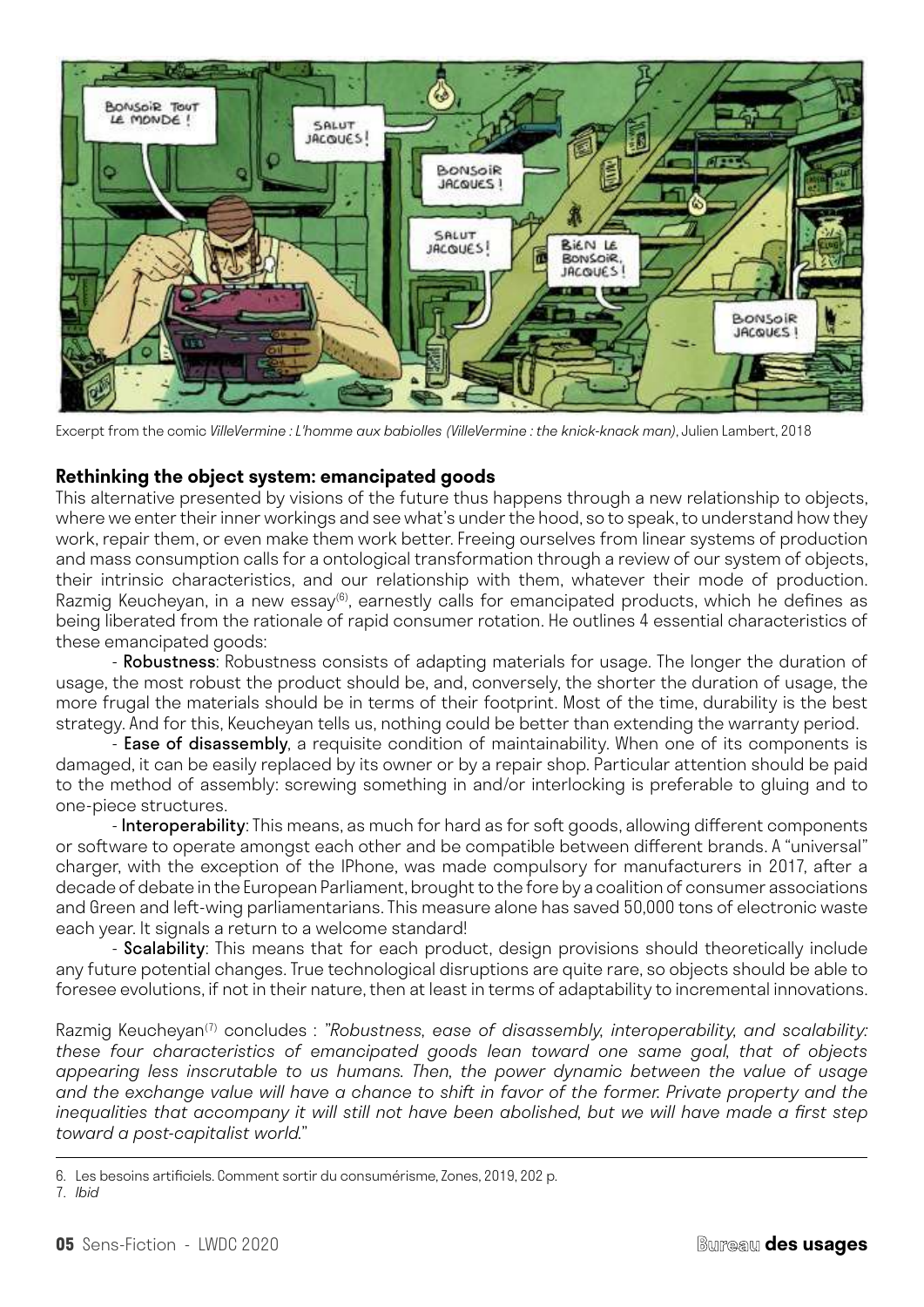Excerpt from the comic *VilleVermine : L'homme aux babiolles (VilleVermine : the knick-knack man)*, Julien Lambert, 2018

### Rethinking the object system: emancipated goods

This alternative presented by visions of the future thus happens through a new relationship to objects, where we enter their inner workings and see what's under the hood, so to speak, to understand how they work, repair them, or even make them work better. Freeing ourselves from linear systems of production and mass consumption calls for a ontological transformation through a review of our system of objects, their intrinsic characteristics, and our relationship with them, whatever their mode of production. Razmig Keucheyan, in a new essay[6], earnestly calls for emancipated products, which he defines as being liberated from the rationale of rapid consumer rotation. He outlines 4 essential characteristics of these emancipated goods:

- **Robustness**: Robustness consists of adapting materials for usage. The longer the duration of usage, the most robust the product should be, and, conversely, the shorter the duration of usage, the more frugal the materials should be in terms of their footprint. Most of the time, durability is the best strategy. And for this, Keucheyan tells us, nothing could be better than extending the warranty period.
- **Ease of disassembly**, a requisite condition of maintainability. When one of its components is damaged, it can be easily replaced by its owner or by a repair shop. Particular attention should be paid to the method of assembly: screwing something in and/or interlocking is preferable to gluing and to one-piece structures.
- **Interoperability**: This means, as much for hard as for soft goods, allowing different components or software to operate amongst each other and be compatible between different brands. A "universal" charger, with the exception of the IPhone, was made compulsory for manufacturers in 2017, after a decade of debate in the European Parliament, brought to the fore by a coalition of consumer associations and Green and left-wing parliamentarians. This measure alone has saved 50,000 tons of electronic waste each year. It signals a return to a welcome standard!
- **Scalability**: This means that for each product, design provisions should theoretically include any future potential changes. True technological disruptions are quite rare, so objects should be able to foresee evolutions, if not in their nature, then at least in terms of adaptability to incremental innovations.

Razmig Keucheyan[7] concludes : "*Robustness, ease of disassembly, interoperability, and scalability: these four characteristics of emancipated goods lean toward one same goal, that of objects appearing less inscrutable to us humans. Then, the power dynamic between the value of usage and the exchange value will have a chance to shift in favor of the former. Private property and the inequalities that accompany it will still not have been abolished, but we will have made a first step toward a post-capitalist world.*"

6. Les besoins artificiels. Comment sortir du consumérisme, Zones, 2019, 202 p.
7. *Ibid*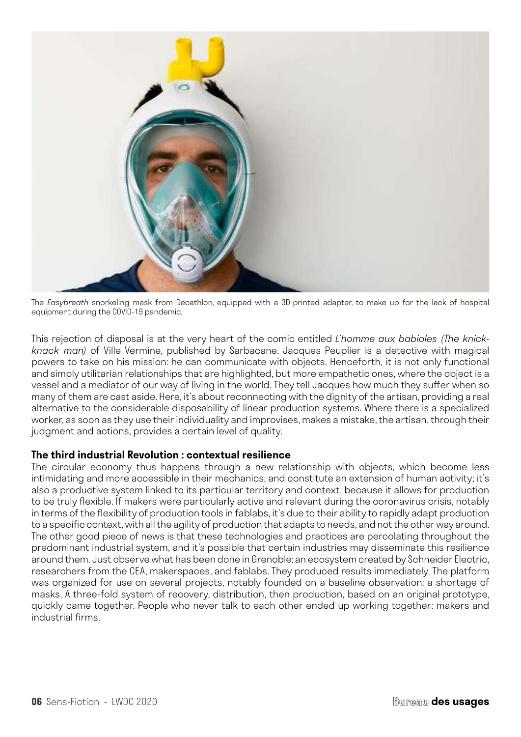The *Easybreath* snorkeling mask from Decathlon, equipped with a 3D-printed adapter, to make up for the lack of hospital equipment during the COVID-19 pandemic.

This rejection of disposal is at the very heart of the comic entitled *L'homme aux babioles (The knick-knack man)* of Ville Vermine, published by Sarbacane. Jacques Peuplier is a detective with magical powers to take on his mission: he can communicate with objects. Henceforth, it is not only functional and simply utilitarian relationships that are highlighted, but more empathetic ones, where the object is a vessel and a mediator of our way of living in the world. They tell Jacques how much they suffer when so many of them are cast aside. Here, it's about reconnecting with the dignity of the artisan, providing a real alternative to the considerable disposability of linear production systems. Where there is a specialized worker, as soon as they use their individuality and improvises, makes a mistake, the artisan, through their judgment and actions, provides a certain level of quality.

**The third industrial Revolution : contextual resilience**

The circular economy thus happens through a new relationship with objects, which become less intimidating and more accessible in their mechanics, and constitute an extension of human activity; it's also a productive system linked to its particular territory and context, because it allows for production to be truly flexible. If makers were particularly active and relevant during the coronavirus crisis, notably in terms of the flexibility of production tools in fablabs, it's due to their ability to rapidly adapt production to a specific context, with all the agility of production that adapts to needs, and not the other way around. The other good piece of news is that these technologies and practices are percolating throughout the predominant industrial system, and it's possible that certain industries may disseminate this resilience around them. Just observe what has been done in Grenoble: an ecosystem created by Schneider Electric, researchers from the CEA, makerspaces, and fablabs. They produced results immediately. The platform was organized for use on several projects, notably founded on a baseline observation: a shortage of masks. A three-fold system of recovery, distribution, then production, based on an original prototype, quickly came together. People who never talk to each other ended up working together: makers and industrial firms.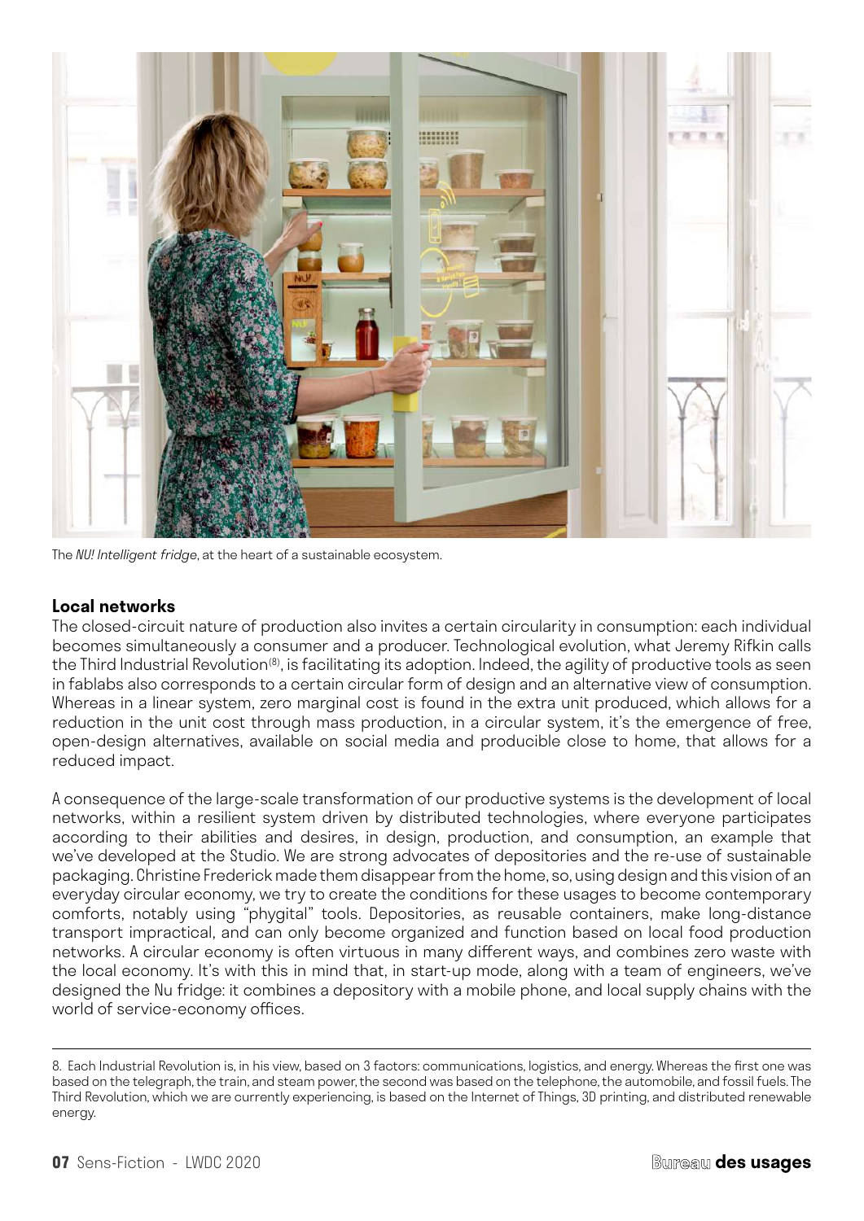The *NU! Intelligent fridge*, at the heart of a sustainable ecosystem.

## Local networks

The closed-circuit nature of production also invites a certain circularity in consumption: each individual becomes simultaneously a consumer and a producer. Technological evolution, what Jeremy Rifkin calls the Third Industrial Revolution[8], is facilitating its adoption. Indeed, the agility of productive tools as seen in fablabs also corresponds to a certain circular form of design and an alternative view of consumption. Whereas in a linear system, zero marginal cost is found in the extra unit produced, which allows for a reduction in the unit cost through mass production, in a circular system, it's the emergence of free, open-design alternatives, available on social media and producible close to home, that allows for a reduced impact.

A consequence of the large-scale transformation of our productive systems is the development of local networks, within a resilient system driven by distributed technologies, where everyone participates according to their abilities and desires, in design, production, and consumption, an example that we've developed at the Studio. We are strong advocates of depositories and the re-use of sustainable packaging. Christine Frederick made them disappear from the home, so, using design and this vision of an everyday circular economy, we try to create the conditions for these usages to become contemporary comforts, notably using "phygital" tools. Depositories, as reusable containers, make long-distance transport impractical, and can only become organized and function based on local food production networks. A circular economy is often virtuous in many different ways, and combines zero waste with the local economy. It's with this in mind that, in start-up mode, along with a team of engineers, we've designed the Nu fridge: it combines a depository with a mobile phone, and local supply chains with the world of service-economy offices.

---

8. Each Industrial Revolution is, in his view, based on 3 factors: communications, logistics, and energy. Whereas the first one was based on the telegraph, the train, and steam power, the second was based on the telephone, the automobile, and fossil fuels. The Third Revolution, which we are currently experiencing, is based on the Internet of Things, 3D printing, and distributed renewable energy.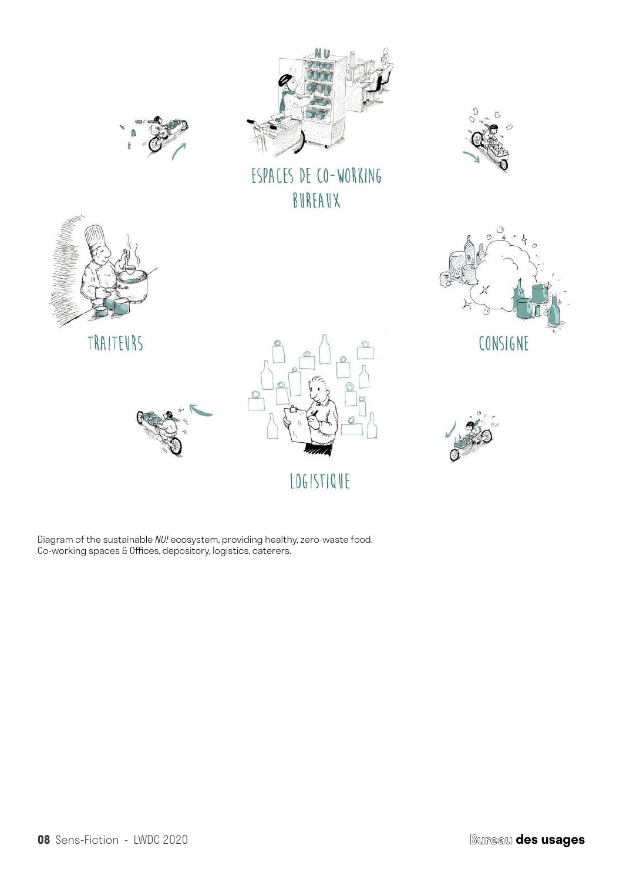ESPACES DE CO-WORKING
BUREAUX

TRAITEURS

CONSIGNE

LOGISTIQUE

Diagram of the sustainable *NU!* ecosystem, providing healthy, zero-waste food.
Co-working spaces & Offices, depository, logistics, caterers.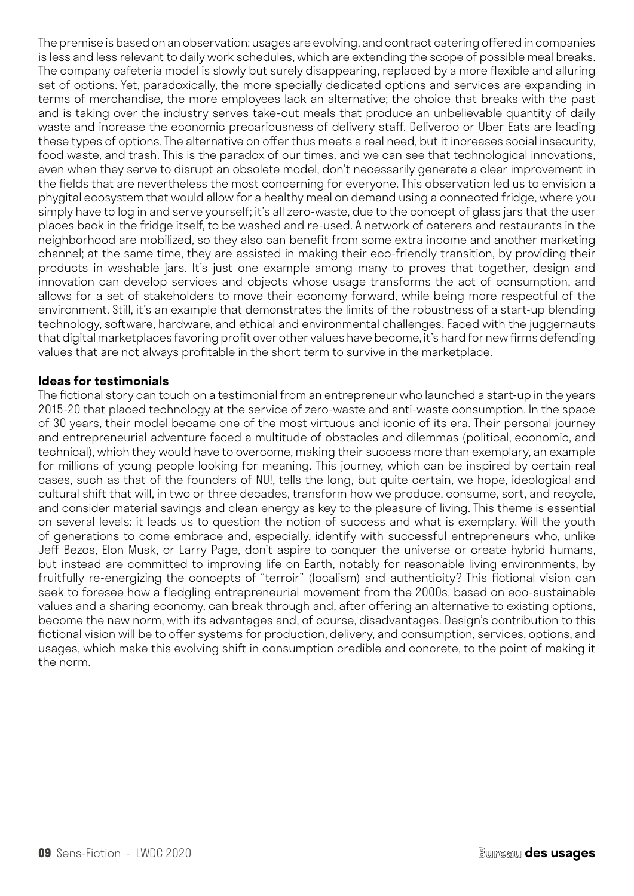The premise is based on an observation: usages are evolving, and contract catering offered in companies is less and less relevant to daily work schedules, which are extending the scope of possible meal breaks. The company cafeteria model is slowly but surely disappearing, replaced by a more flexible and alluring set of options. Yet, paradoxically, the more specially dedicated options and services are expanding in terms of merchandise, the more employees lack an alternative; the choice that breaks with the past and is taking over the industry serves take-out meals that produce an unbelievable quantity of daily waste and increase the economic precariousness of delivery staff. Deliveroo or Uber Eats are leading these types of options. The alternative on offer thus meets a real need, but it increases social insecurity, food waste, and trash. This is the paradox of our times, and we can see that technological innovations, even when they serve to disrupt an obsolete model, don't necessarily generate a clear improvement in the fields that are nevertheless the most concerning for everyone. This observation led us to envision a phygital ecosystem that would allow for a healthy meal on demand using a connected fridge, where you simply have to log in and serve yourself; it's all zero-waste, due to the concept of glass jars that the user places back in the fridge itself, to be washed and re-used. A network of caterers and restaurants in the neighborhood are mobilized, so they also can benefit from some extra income and another marketing channel; at the same time, they are assisted in making their eco-friendly transition, by providing their products in washable jars. It's just one example among many to proves that together, design and innovation can develop services and objects whose usage transforms the act of consumption, and allows for a set of stakeholders to move their economy forward, while being more respectful of the environment. Still, it's an example that demonstrates the limits of the robustness of a start-up blending technology, software, hardware, and ethical and environmental challenges. Faced with the juggernauts that digital marketplaces favoring profit over other values have become, it's hard for new firms defending values that are not always profitable in the short term to survive in the marketplace.

**Ideas for testimonials**

The fictional story can touch on a testimonial from an entrepreneur who launched a start-up in the years 2015-20 that placed technology at the service of zero-waste and anti-waste consumption. In the space of 30 years, their model became one of the most virtuous and iconic of its era. Their personal journey and entrepreneurial adventure faced a multitude of obstacles and dilemmas (political, economic, and technical), which they would have to overcome, making their success more than exemplary, an example for millions of young people looking for meaning. This journey, which can be inspired by certain real cases, such as that of the founders of NU!, tells the long, but quite certain, we hope, ideological and cultural shift that will, in two or three decades, transform how we produce, consume, sort, and recycle, and consider material savings and clean energy as key to the pleasure of living. This theme is essential on several levels: it leads us to question the notion of success and what is exemplary. Will the youth of generations to come embrace and, especially, identify with successful entrepreneurs who, unlike Jeff Bezos, Elon Musk, or Larry Page, don't aspire to conquer the universe or create hybrid humans, but instead are committed to improving life on Earth, notably for reasonable living environments, by fruitfully re-energizing the concepts of "terroir" (localism) and authenticity? This fictional vision can seek to foresee how a fledgling entrepreneurial movement from the 2000s, based on eco-sustainable values and a sharing economy, can break through and, after offering an alternative to existing options, become the new norm, with its advantages and, of course, disadvantages. Design's contribution to this fictional vision will be to offer systems for production, delivery, and consumption, services, options, and usages, which make this evolving shift in consumption credible and concrete, to the point of making it the norm.